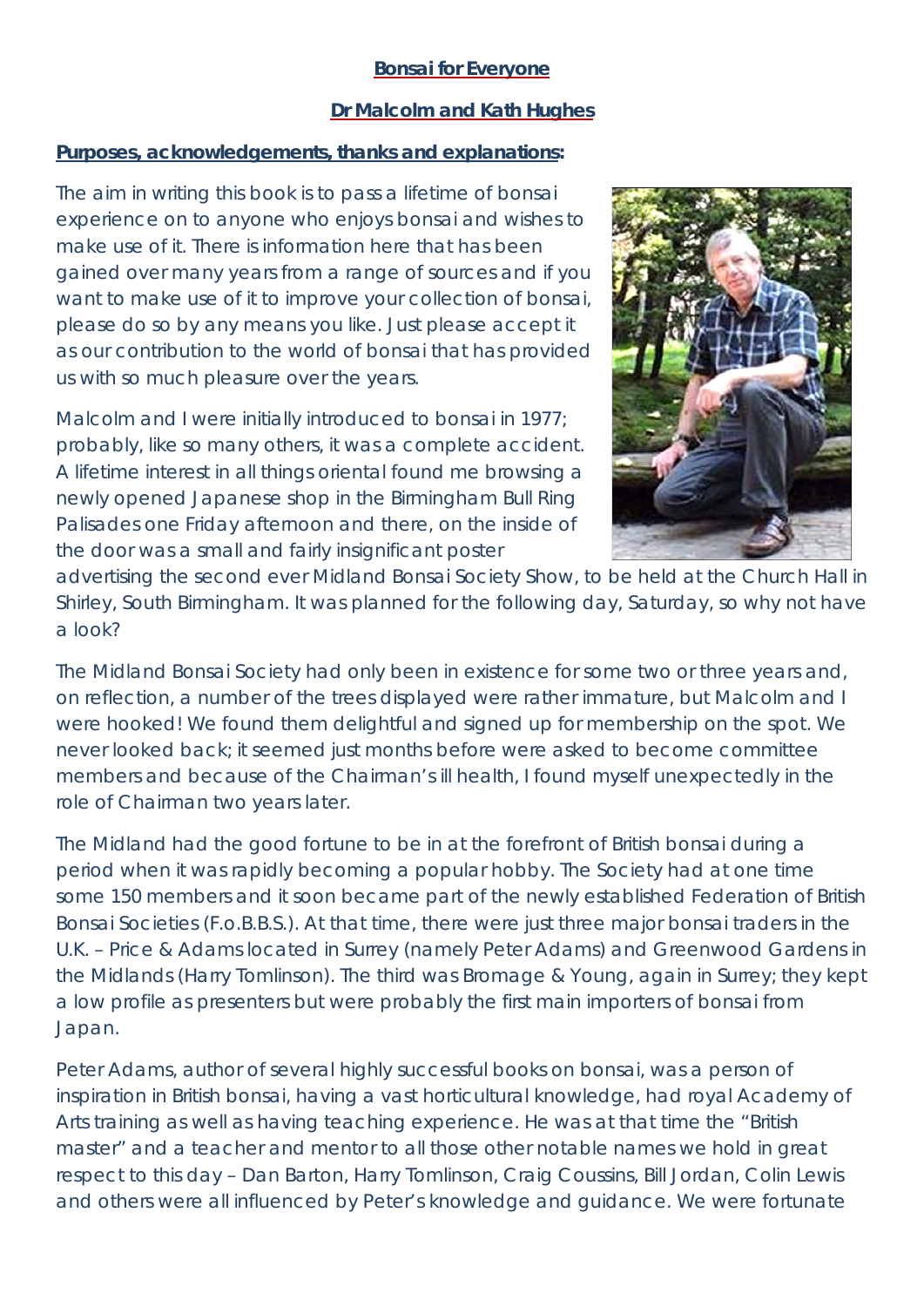**Bonsai for Everyone**

**Dr Malcolm and Kath Hughes**

**Purposes, acknowledgements, thanks and explanations:**

The aim in writing this book is to pass a lifetime of bonsai experience on to anyone who enjoys bonsai and wishes to make use of it. There is information here that has been gained over many years from a range of sources and if you want to make use of it to improve your collection of bonsai, please do so by any means you like. Just please accept it as our contribution to the world of bonsai that has provided us with so much pleasure over the years.

Malcolm and I were initially introduced to bonsai in 1977; probably, like so many others, it was a complete accident. A lifetime interest in all things oriental found me browsing a newly opened Japanese shop in the Birmingham Bull Ring Palisades one Friday afternoon and there, on the inside of the door was a small and fairly insignificant poster advertising the second ever Midland Bonsai Society Show, to be held at the Church Hall in Shirley, South Birmingham. It was planned for the following day, Saturday, so why not have a look?

The Midland Bonsai Society had only been in existence for some two or three years and, on reflection, a number of the trees displayed were rather immature, but Malcolm and I were hooked! We found them delightful and signed up for membership on the spot. We never looked back; it seemed just months before were asked to become committee members and because of the Chairman's ill health, I found myself unexpectedly in the role of Chairman two years later.

The Midland had the good fortune to be in at the forefront of British bonsai during a period when it was rapidly becoming a popular hobby. The Society had at one time some 150 members and it soon became part of the newly established Federation of British Bonsai Societies (F.o.B.B.S.). At that time, there were just three major bonsai traders in the U.K. – Price & Adams located in Surrey (namely Peter Adams) and Greenwood Gardens in the Midlands (Harry Tomlinson). The third was Bromage & Young, again in Surrey; they kept a low profile as presenters but were probably the first main importers of bonsai from Japan.

Peter Adams, author of several highly successful books on bonsai, was a person of inspiration in British bonsai, having a vast horticultural knowledge, had royal Academy of Arts training as well as having teaching experience. He was at that time the "British master" and a teacher and mentor to all those other notable names we hold in great respect to this day – Dan Barton, Harry Tomlinson, Craig Coussins, Bill Jordan, Colin Lewis and others were all influenced by Peter's knowledge and guidance. We were fortunate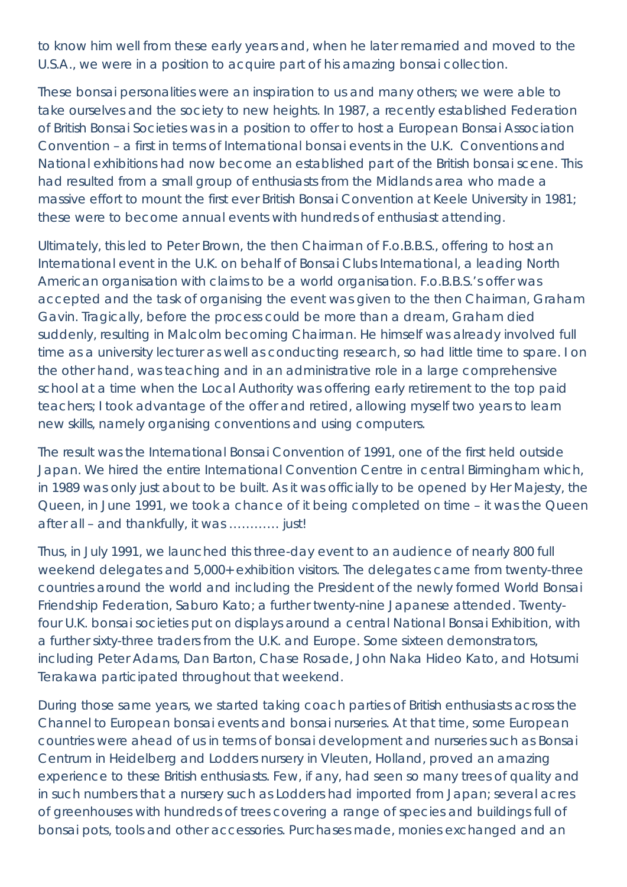to know him well from these early years and, when he later remarried and moved to the U.S.A., we were in a position to acquire part of his amazing bonsai collection.

These bonsai personalities were an inspiration to us and many others; we were able to take ourselves and the society to new heights. In 1987, a recently established Federation of British Bonsai Societies was in a position to offer to host a European Bonsai Association Convention – a first in terms of International bonsai events in the U.K. Conventions and National exhibitions had now become an established part of the British bonsai scene. This had resulted from a small group of enthusiasts from the Midlands area who made a massive effort to mount the first ever British Bonsai Convention at Keele University in 1981; these were to become annual events with hundreds of enthusiast attending.

Ultimately, this led to Peter Brown, the then Chairman of F.o.B.B.S., offering to host an International event in the U.K. on behalf of Bonsai Clubs International, a leading North American organisation with claims to be a world organisation. F.o.B.B.S.'s offer was accepted and the task of organising the event was given to the then Chairman, Graham Gavin. Tragically, before the process could be more than a dream, Graham died suddenly, resulting in Malcolm becoming Chairman. He himself was already involved full time as a university lecturer as well as conducting research, so had little time to spare. I on the other hand, was teaching and in an administrative role in a large comprehensive school at a time when the Local Authority was offering early retirement to the top paid teachers; I took advantage of the offer and retired, allowing myself two years to learn new skills, namely organising conventions and using computers.

The result was the International Bonsai Convention of 1991, one of the first held outside Japan. We hired the entire International Convention Centre in central Birmingham which, in 1989 was only just about to be built. As it was officially to be opened by Her Majesty, the Queen, in June 1991, we took a chance of it being completed on time – it was the Queen after all – and thankfully, it was ………… just!

Thus, in July 1991, we launched this three-day event to an audience of nearly 800 full weekend delegates and 5,000+ exhibition visitors. The delegates came from twenty-three countries around the world and including the President of the newly formed World Bonsai Friendship Federation, Saburo Kato; a further twenty-nine Japanese attended. Twenty-four U.K. bonsai societies put on displays around a central National Bonsai Exhibition, with a further sixty-three traders from the U.K. and Europe. Some sixteen demonstrators, including Peter Adams, Dan Barton, Chase Rosade, John Naka Hideo Kato, and Hotsumi Terakawa participated throughout that weekend.

During those same years, we started taking coach parties of British enthusiasts across the Channel to European bonsai events and bonsai nurseries. At that time, some European countries were ahead of us in terms of bonsai development and nurseries such as Bonsai Centrum in Heidelberg and Lodders nursery in Vleuten, Holland, proved an amazing experience to these British enthusiasts. Few, if any, had seen so many trees of quality and in such numbers that a nursery such as Lodders had imported from Japan; several acres of greenhouses with hundreds of trees covering a range of species and buildings full of bonsai pots, tools and other accessories. Purchases made, monies exchanged and an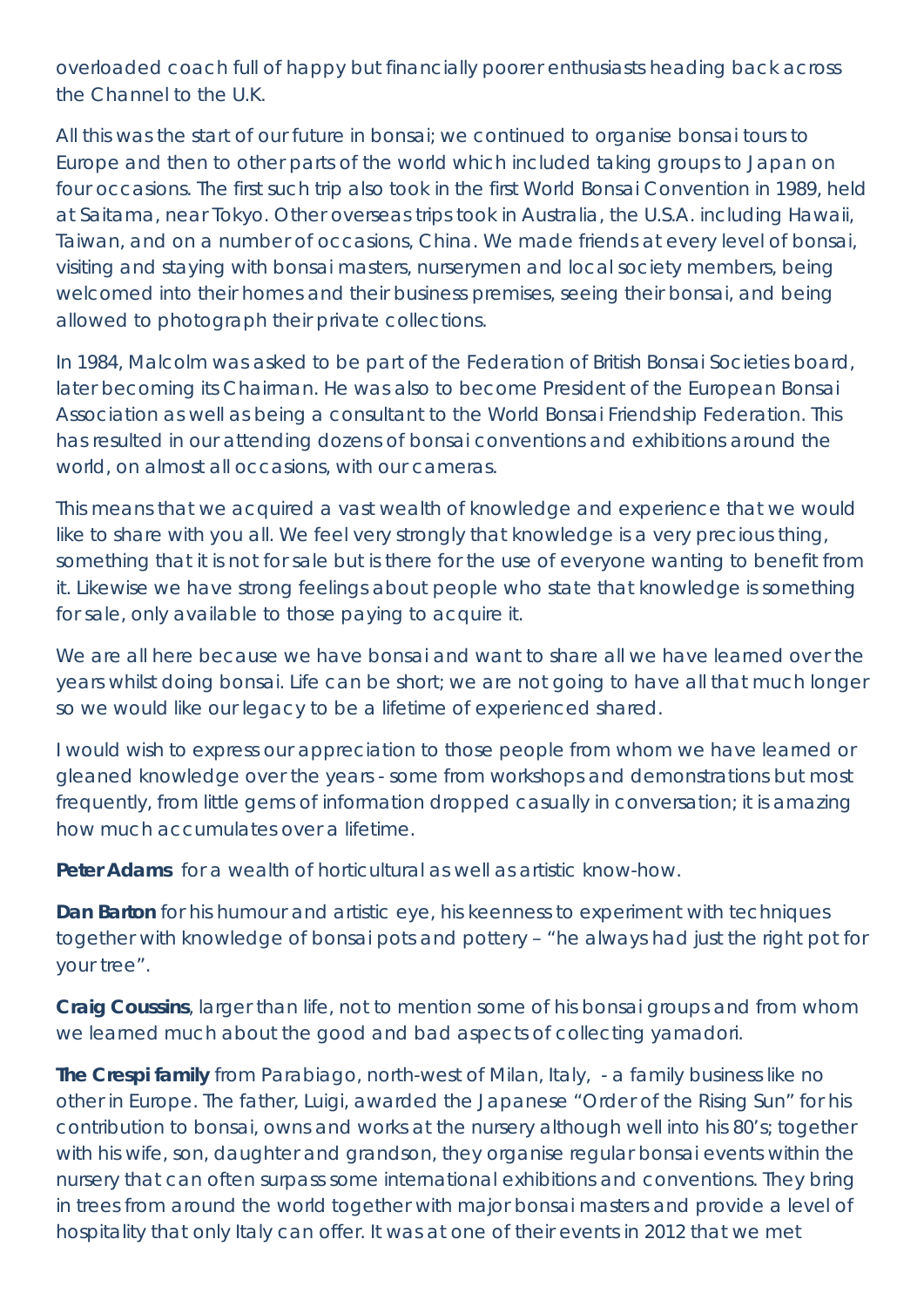overloaded coach full of happy but financially poorer enthusiasts heading back across the Channel to the U.K.

All this was the start of our future in bonsai; we continued to organise bonsai tours to Europe and then to other parts of the world which included taking groups to Japan on four occasions. The first such trip also took in the first World Bonsai Convention in 1989, held at Saitama, near Tokyo. Other overseas trips took in Australia, the U.S.A. including Hawaii, Taiwan, and on a number of occasions, China. We made friends at every level of bonsai, visiting and staying with bonsai masters, nurserymen and local society members, being welcomed into their homes and their business premises, seeing their bonsai, and being allowed to photograph their private collections.

In 1984, Malcolm was asked to be part of the Federation of British Bonsai Societies board, later becoming its Chairman. He was also to become President of the European Bonsai Association as well as being a consultant to the World Bonsai Friendship Federation. This has resulted in our attending dozens of bonsai conventions and exhibitions around the world, on almost all occasions, with our cameras.

This means that we acquired a vast wealth of knowledge and experience that we would like to share with you all. We feel very strongly that knowledge is a very precious thing, something that it is not for sale but is there for the use of everyone wanting to benefit from it. Likewise we have strong feelings about people who state that knowledge is something for sale, only available to those paying to acquire it.

We are all here because we have bonsai and want to share all we have learned over the years whilst doing bonsai. Life can be short; we are not going to have all that much longer so we would like our legacy to be a lifetime of experienced shared.

I would wish to express our appreciation to those people from whom we have learned or gleaned knowledge over the years - some from workshops and demonstrations but most frequently, from little gems of information dropped casually in conversation; it is amazing how much accumulates over a lifetime.

**Peter Adams** for a wealth of horticultural as well as artistic know-how.

**Dan Barton** for his humour and artistic eye, his keenness to experiment with techniques together with knowledge of bonsai pots and pottery – "he always had just the right pot for your tree".

**Craig Coussins**, larger than life, not to mention some of his bonsai groups and from whom we learned much about the good and bad aspects of collecting yamadori.

**The Crespi family** from Parabiago, north-west of Milan, Italy, - a family business like no other in Europe. The father, Luigi, awarded the Japanese "Order of the Rising Sun" for his contribution to bonsai, owns and works at the nursery although well into his 80's; together with his wife, son, daughter and grandson, they organise regular bonsai events within the nursery that can often surpass some international exhibitions and conventions. They bring in trees from around the world together with major bonsai masters and provide a level of hospitality that only Italy can offer. It was at one of their events in 2012 that we met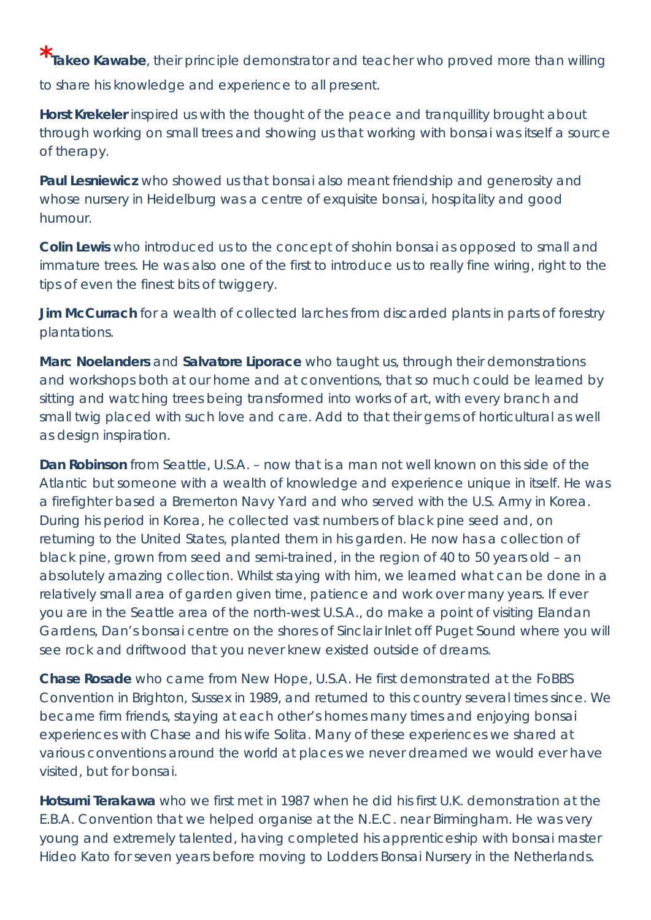***Takeo Kawabe**, their principle demonstrator and teacher who proved more than willing to share his knowledge and experience to all present.

**Horst Krekeler** inspired us with the thought of the peace and tranquillity brought about through working on small trees and showing us that working with bonsai was itself a source of therapy.

**Paul Lesniewicz** who showed us that bonsai also meant friendship and generosity and whose nursery in Heidelburg was a centre of exquisite bonsai, hospitality and good humour.

**Colin Lewis** who introduced us to the concept of shohin bonsai as opposed to small and immature trees. He was also one of the first to introduce us to really fine wiring, right to the tips of even the finest bits of twiggery.

**Jim McCurrach** for a wealth of collected larches from discarded plants in parts of forestry plantations.

**Marc Noelanders** and **Salvatore Liporace** who taught us, through their demonstrations and workshops both at our home and at conventions, that so much could be learned by sitting and watching trees being transformed into works of art, with every branch and small twig placed with such love and care. Add to that their gems of horticultural as well as design inspiration.

**Dan Robinson** from Seattle, U.S.A. – now that is a man not well known on this side of the Atlantic but someone with a wealth of knowledge and experience unique in itself. He was a firefighter based a Bremerton Navy Yard and who served with the U.S. Army in Korea. During his period in Korea, he collected vast numbers of black pine seed and, on returning to the United States, planted them in his garden. He now has a collection of black pine, grown from seed and semi-trained, in the region of 40 to 50 years old – an absolutely amazing collection. Whilst staying with him, we learned what can be done in a relatively small area of garden given time, patience and work over many years. If ever you are in the Seattle area of the north-west U.S.A., do make a point of visiting Elandan Gardens, Dan's bonsai centre on the shores of Sinclair Inlet off Puget Sound where you will see rock and driftwood that you never knew existed outside of dreams.

**Chase Rosade** who came from New Hope, U.S.A. He first demonstrated at the FoBBS Convention in Brighton, Sussex in 1989, and returned to this country several times since. We became firm friends, staying at each other's homes many times and enjoying bonsai experiences with Chase and his wife Solita. Many of these experiences we shared at various conventions around the world at places we never dreamed we would ever have visited, but for bonsai.

**Hotsumi Terakawa** who we first met in 1987 when he did his first U.K. demonstration at the E.B.A. Convention that we helped organise at the N.E.C. near Birmingham. He was very young and extremely talented, having completed his apprenticeship with bonsai master Hideo Kato for seven years before moving to Lodders Bonsai Nursery in the Netherlands.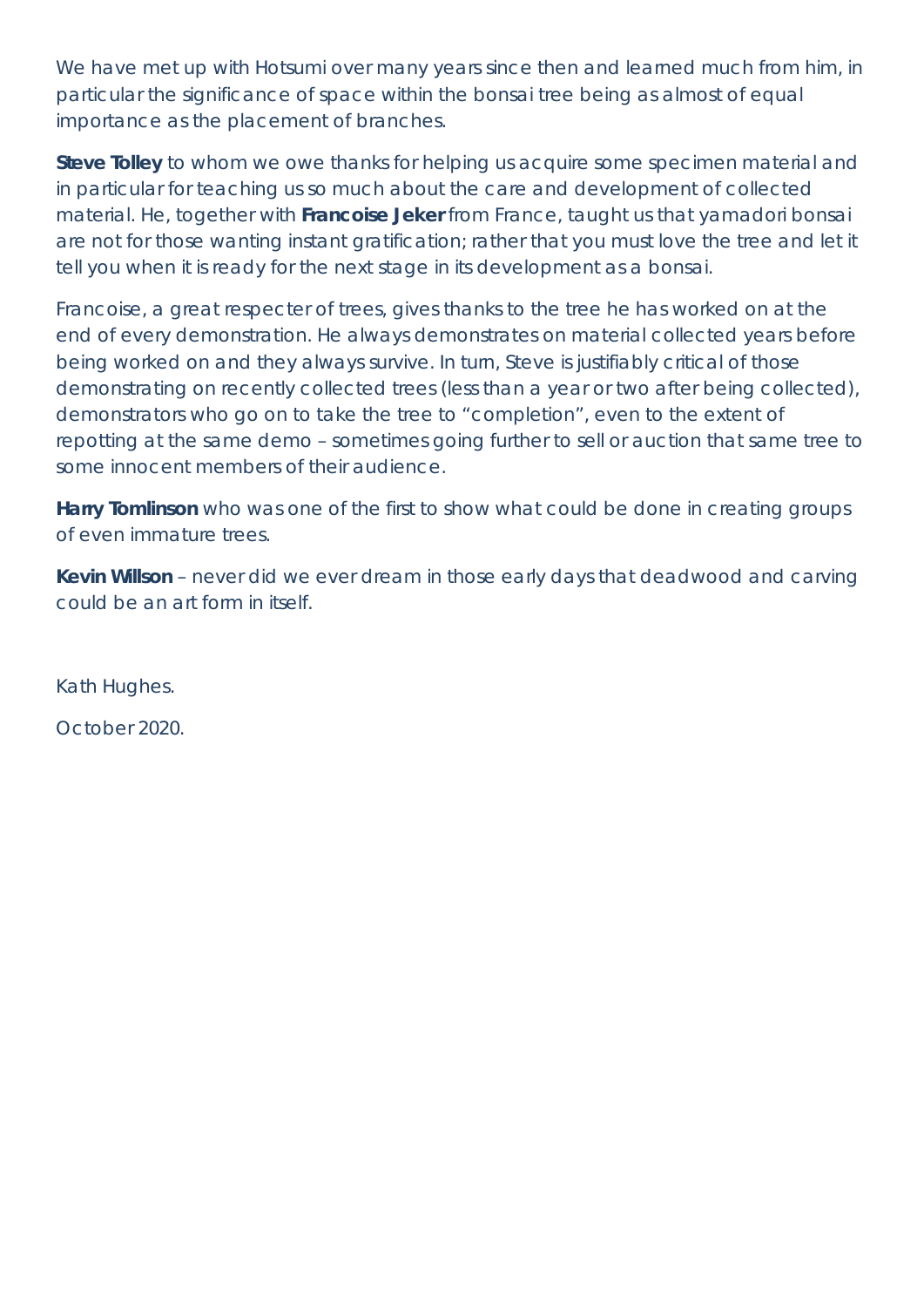We have met up with Hotsumi over many years since then and learned much from him, in particular the significance of space within the bonsai tree being as almost of equal importance as the placement of branches.

**Steve Tolley** to whom we owe thanks for helping us acquire some specimen material and in particular for teaching us so much about the care and development of collected material. He, together with **Francoise Jeker** from France, taught us that yamadori bonsai are not for those wanting instant gratification; rather that you must love the tree and let it tell you when it is ready for the next stage in its development as a bonsai.

Francoise, a great respecter of trees, gives thanks to the tree he has worked on at the end of every demonstration. He always demonstrates on material collected years before being worked on and they always survive. In turn, Steve is justifiably critical of those demonstrating on recently collected trees (less than a year or two after being collected), demonstrators who go on to take the tree to "completion", even to the extent of repotting at the same demo – sometimes going further to sell or auction that same tree to some innocent members of their audience.

**Harry Tomlinson** who was one of the first to show what could be done in creating groups of even immature trees.

**Kevin Willson** – never did we ever dream in those early days that deadwood and carving could be an art form in itself.

Kath Hughes.

October 2020.